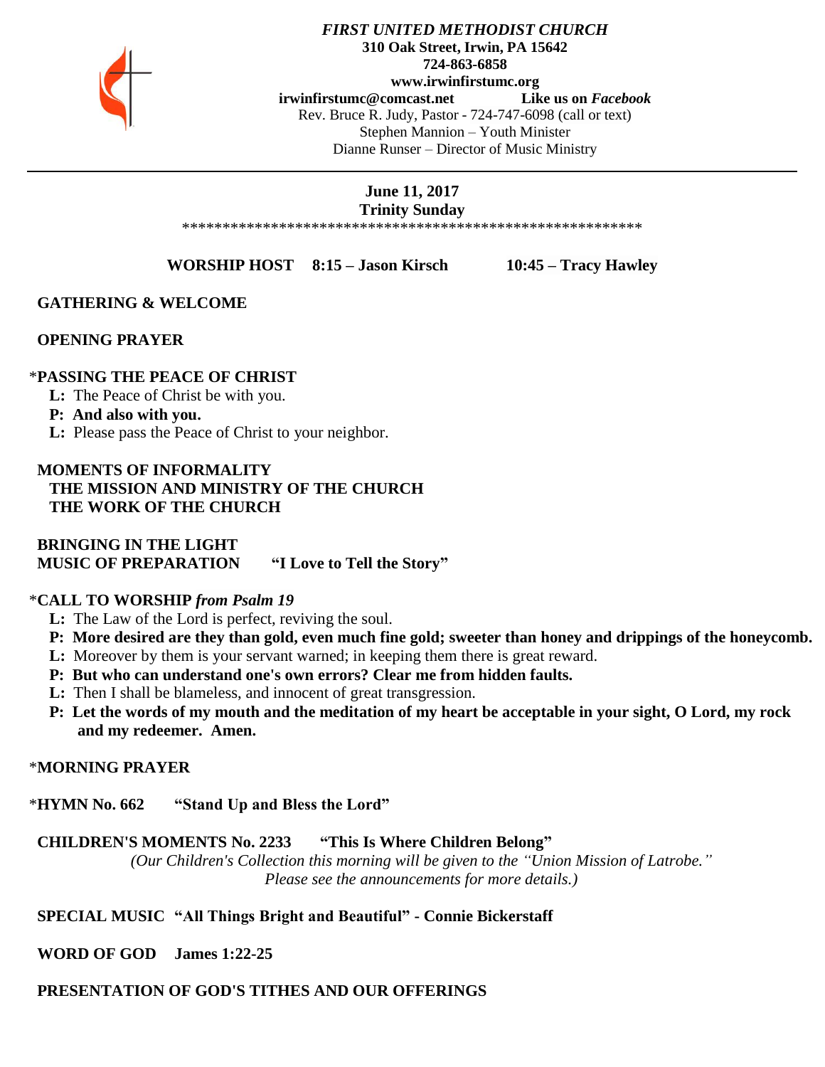***FIRST UNITED METHODIST CHURCH***
**310 Oak Street, Irwin, PA 15642**
**724-863-6858**
**www.irwinfirstumc.org**
**irwinfirstumc@comcast.net** **Like us on *Facebook***
Rev. Bruce R. Judy, Pastor - 724-747-6098 (call or text)
Stephen Mannion – Youth Minister
Dianne Runser – Director of Music Ministry

---

**June 11, 2017**
**Trinity Sunday**

*********************************************************

**WORSHIP HOST 8:15 – Jason Kirsch 10:45 – Tracy Hawley**

**GATHERING & WELCOME**

**OPENING PRAYER**

*__PASSING THE PEACE OF CHRIST__

**L:** The Peace of Christ be with you.
**P: And also with you.**
**L:** Please pass the Peace of Christ to your neighbor.

**MOMENTS OF INFORMALITY**
**THE MISSION AND MINISTRY OF THE CHURCH**
**THE WORK OF THE CHURCH**

**BRINGING IN THE LIGHT**
**MUSIC OF PREPARATION "I Love to Tell the Story"**

***CALL TO WORSHIP** ***from Psalm 19***

**L:** The Law of the Lord is perfect, reviving the soul.
**P: More desired are they than gold, even much fine gold; sweeter than honey and drippings of the honeycomb.**
**L:** Moreover by them is your servant warned; in keeping them there is great reward.
**P: But who can understand one's own errors? Clear me from hidden faults.**
**L:** Then I shall be blameless, and innocent of great transgression.
**P: Let the words of my mouth and the meditation of my heart be acceptable in your sight, O Lord, my rock and my redeemer. Amen.**

***MORNING PRAYER**

***HYMN No. 662 "Stand Up and Bless the Lord"**

**CHILDREN'S MOMENTS No. 2233 "This Is Where Children Belong"**
*(Our Children's Collection this morning will be given to the "Union Mission of Latrobe." Please see the announcements for more details.)*

**SPECIAL MUSIC "All Things Bright and Beautiful" - Connie Bickerstaff**

**WORD OF GOD James 1:22-25**

**PRESENTATION OF GOD'S TITHES AND OUR OFFERINGS**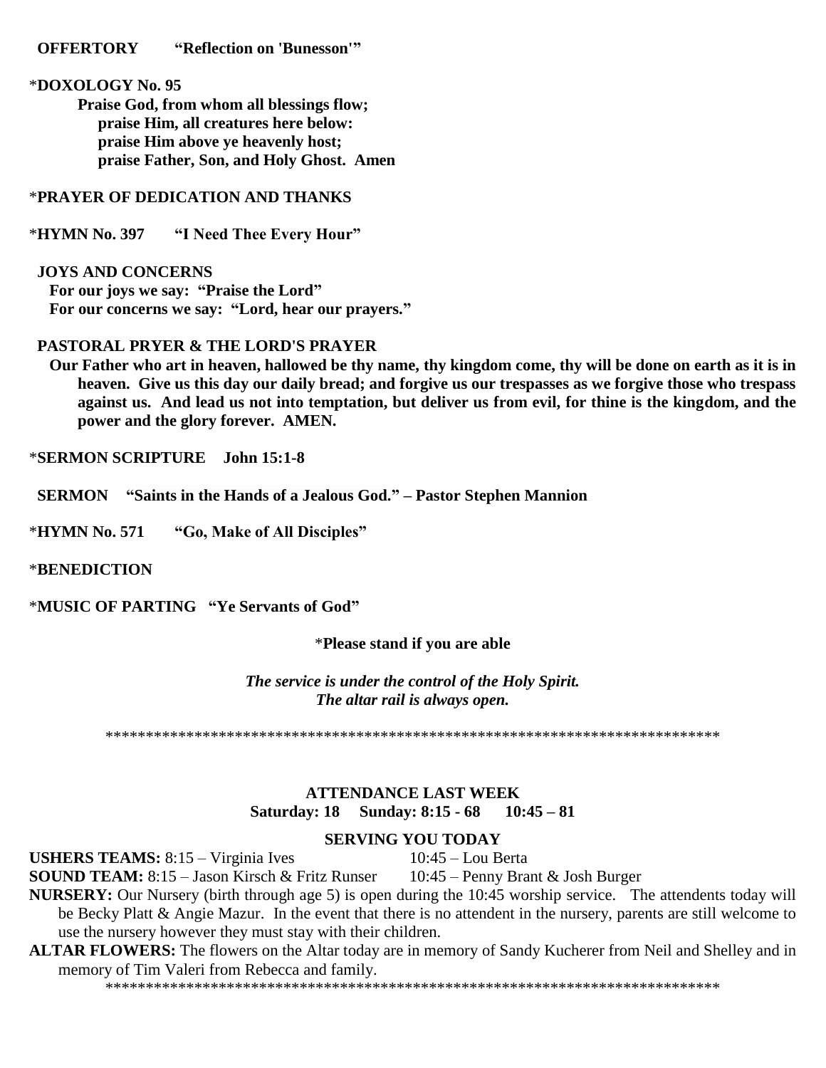**OFFERTORY "Reflection on 'Bunesson'"**

\***DOXOLOGY No. 95**

**Praise God, from whom all blessings flow;**
**praise Him, all creatures here below:**
**praise Him above ye heavenly host;**
**praise Father, Son, and Holy Ghost. Amen**

\***PRAYER OF DEDICATION AND THANKS**

\***HYMN No. 397 "I Need Thee Every Hour"**

**JOYS AND CONCERNS**
**For our joys we say: "Praise the Lord"**
**For our concerns we say: "Lord, hear our prayers."**

**PASTORAL PRYER & THE LORD'S PRAYER**
**Our Father who art in heaven, hallowed be thy name, thy kingdom come, thy will be done on earth as it is in heaven. Give us this day our daily bread; and forgive us our trespasses as we forgive those who trespass against us. And lead us not into temptation, but deliver us from evil, for thine is the kingdom, and the power and the glory forever. AMEN.**

\***SERMON SCRIPTURE John 15:1-8**

**SERMON "Saints in the Hands of a Jealous God." – Pastor Stephen Mannion**

\***HYMN No. 571 "Go, Make of All Disciples"**

\***BENEDICTION**

\***MUSIC OF PARTING "Ye Servants of God"**

\***Please stand if you are able**

***The service is under the control of the Holy Spirit.***
***The altar rail is always open.***

\*\*\*\*\*\*\*\*\*\*\*\*\*\*\*\*\*\*\*\*\*\*\*\*\*\*\*\*\*\*\*\*\*\*\*\*\*\*\*\*\*\*\*\*\*\*\*\*\*\*\*\*\*\*\*\*\*\*\*\*\*\*\*\*\*\*\*\*\*\*\*\*\*\*\*\*\*\*

**ATTENDANCE LAST WEEK**
**Saturday: 18 Sunday: 8:15 - 68 10:45 – 81**

**SERVING YOU TODAY**

**USHERS TEAMS:** 8:15 – Virginia Ives 10:45 – Lou Berta
**SOUND TEAM:** 8:15 – Jason Kirsch & Fritz Runser 10:45 – Penny Brant & Josh Burger
**NURSERY:** Our Nursery (birth through age 5) is open during the 10:45 worship service. The attendents today will be Becky Platt & Angie Mazur. In the event that there is no attendent in the nursery, parents are still welcome to use the nursery however they must stay with their children.
**ALTAR FLOWERS:** The flowers on the Altar today are in memory of Sandy Kucherer from Neil and Shelley and in memory of Tim Valeri from Rebecca and family.

\*\*\*\*\*\*\*\*\*\*\*\*\*\*\*\*\*\*\*\*\*\*\*\*\*\*\*\*\*\*\*\*\*\*\*\*\*\*\*\*\*\*\*\*\*\*\*\*\*\*\*\*\*\*\*\*\*\*\*\*\*\*\*\*\*\*\*\*\*\*\*\*\*\*\*\*\*\*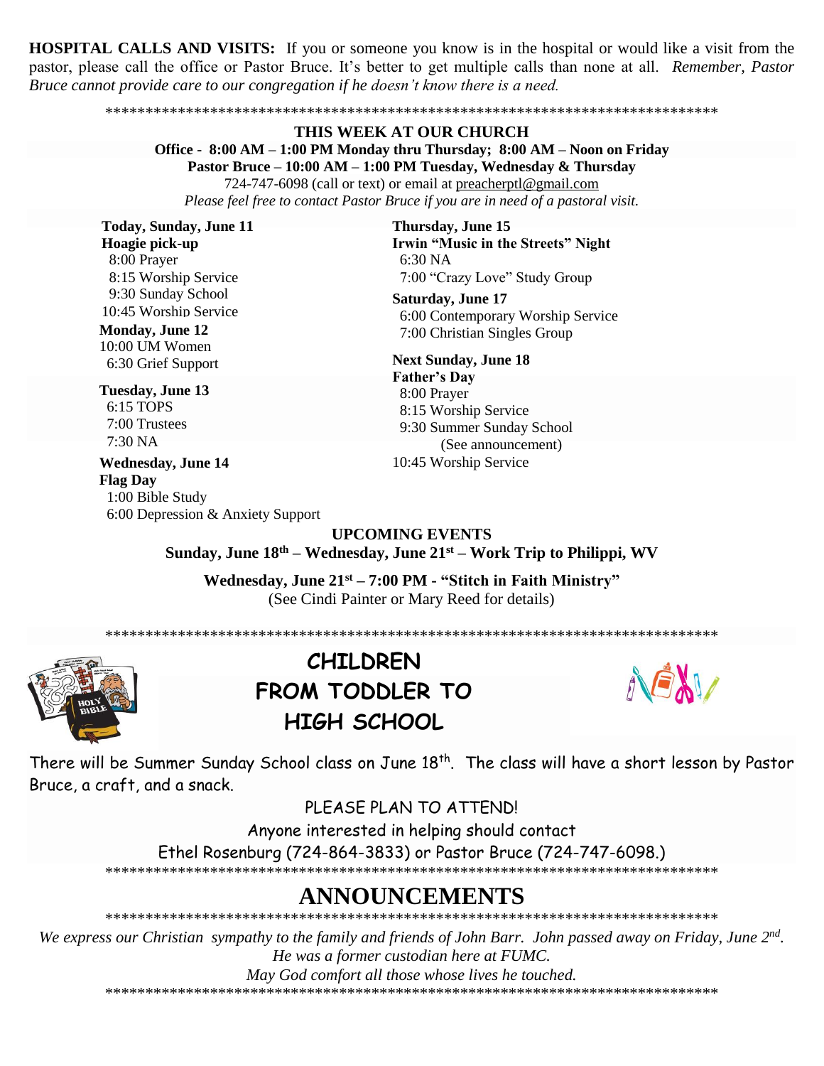**HOSPITAL CALLS AND VISITS:** If you or someone you know is in the hospital or would like a visit from the pastor, please call the office or Pastor Bruce. It's better to get multiple calls than none at all. *Remember, Pastor Bruce cannot provide care to our congregation if he doesn't know there is a need.*

*******************************************************************************

**THIS WEEK AT OUR CHURCH**

**Office - 8:00 AM – 1:00 PM Monday thru Thursday; 8:00 AM – Noon on Friday**
**Pastor Bruce – 10:00 AM – 1:00 PM Tuesday, Wednesday & Thursday**
724-747-6098 (call or text) or email at preacherptl@gmail.com
*Please feel free to contact Pastor Bruce if you are in need of a pastoral visit.*

**Today, Sunday, June 11**
**Hoagie pick-up**
8:00 Prayer
8:15 Worship Service
9:30 Sunday School
10:45 Worship Service

**Monday, June 12**
10:00 UM Women
6:30 Grief Support

**Tuesday, June 13**
6:15 TOPS
7:00 Trustees
7:30 NA

**Wednesday, June 14**
**Flag Day**
1:00 Bible Study
6:00 Depression & Anxiety Support

**Thursday, June 15**
**Irwin "Music in the Streets" Night**
6:30 NA
7:00 "Crazy Love" Study Group

**Saturday, June 17**
6:00 Contemporary Worship Service
7:00 Christian Singles Group

**Next Sunday, June 18**
**Father's Day**
8:00 Prayer
8:15 Worship Service
9:30 Summer Sunday School
(See announcement)
10:45 Worship Service

**UPCOMING EVENTS**

**Sunday, June 18th – Wednesday, June 21st – Work Trip to Philippi, WV**

**Wednesday, June 21st – 7:00 PM - "Stitch in Faith Ministry"**
(See Cindi Painter or Mary Reed for details)

*******************************************************************************

## CHILDREN FROM TODDLER TO HIGH SCHOOL

There will be Summer Sunday School class on June 18th. The class will have a short lesson by Pastor Bruce, a craft, and a snack.

PLEASE PLAN TO ATTEND!

Anyone interested in helping should contact
Ethel Rosenburg (724-864-3833) or Pastor Bruce (724-747-6098.)

*******************************************************************************

# ANNOUNCEMENTS

*******************************************************************************

*We express our Christian sympathy to the family and friends of John Barr. John passed away on Friday, June 2nd.*
*He was a former custodian here at FUMC.*
*May God comfort all those whose lives he touched.*

*******************************************************************************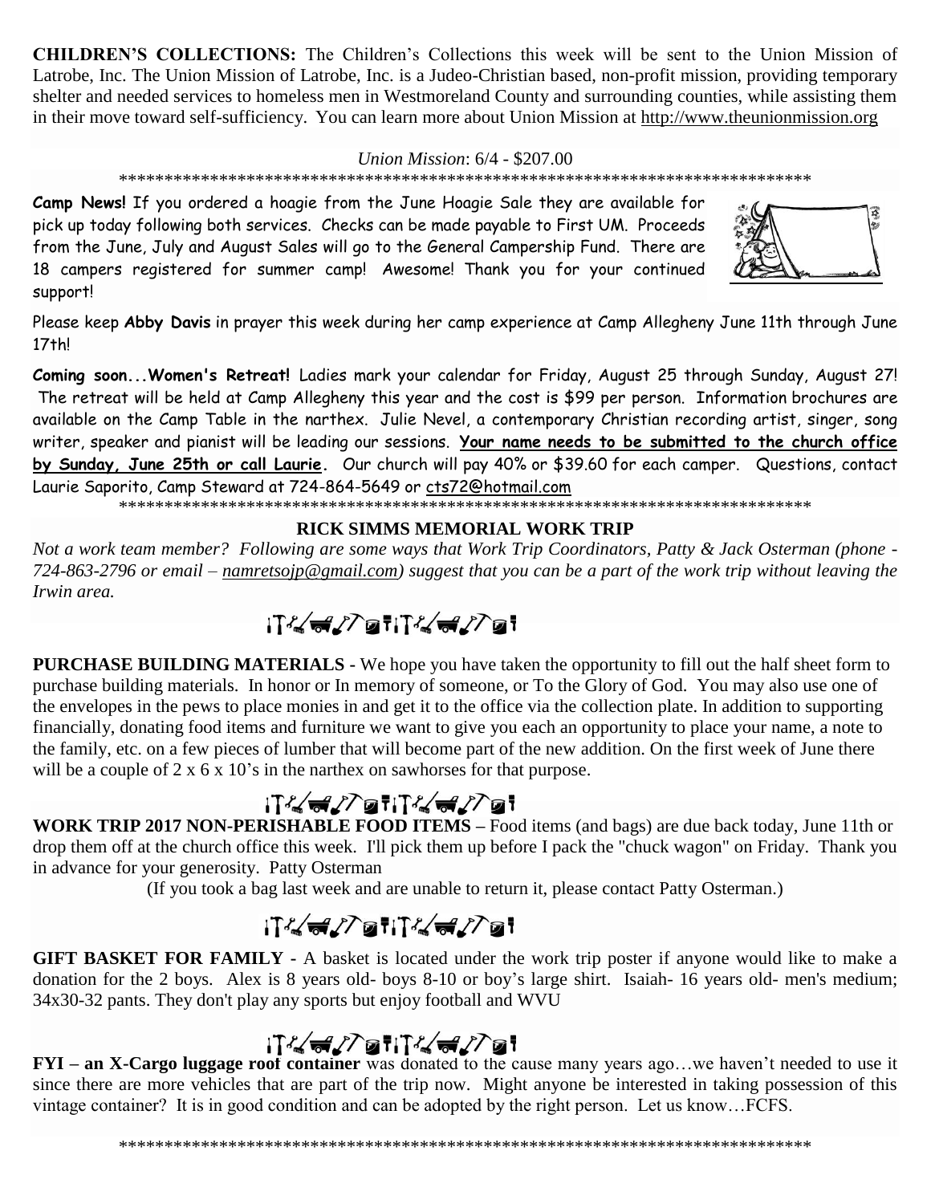**CHILDREN'S COLLECTIONS:** The Children's Collections this week will be sent to the Union Mission of Latrobe, Inc. The Union Mission of Latrobe, Inc. is a Judeo-Christian based, non-profit mission, providing temporary shelter and needed services to homeless men in Westmoreland County and surrounding counties, while assisting them in their move toward self-sufficiency. You can learn more about Union Mission at http://www.theunionmission.org

*Union Mission*: 6/4 - $207.00

**************************************************************************************

**Camp News!** If you ordered a hoagie from the June Hoagie Sale they are available for pick up today following both services. Checks can be made payable to First UM. Proceeds from the June, July and August Sales will go to the General Campership Fund. There are 18 campers registered for summer camp! Awesome! Thank you for your continued support!

Please keep **Abby Davis** in prayer this week during her camp experience at Camp Allegheny June 11th through June 17th!

**Coming soon...Women's Retreat!** Ladies mark your calendar for Friday, August 25 through Sunday, August 27! The retreat will be held at Camp Allegheny this year and the cost is $99 per person. Information brochures are available on the Camp Table in the narthex. Julie Nevel, a contemporary Christian recording artist, singer, song writer, speaker and pianist will be leading our sessions. **Your name needs to be submitted to the church office by Sunday, June 25th or call Laurie.** Our church will pay 40% or $39.60 for each camper. Questions, contact Laurie Saporito, Camp Steward at 724-864-5649 or cts72@hotmail.com

**************************************************************************************

## RICK SIMMS MEMORIAL WORK TRIP

*Not a work team member? Following are some ways that Work Trip Coordinators, Patty & Jack Osterman (phone - 724-863-2796 or email – namretsojp@gmail.com) suggest that you can be a part of the work trip without leaving the Irwin area.*

**PURCHASE BUILDING MATERIALS** - We hope you have taken the opportunity to fill out the half sheet form to purchase building materials. In honor or In memory of someone, or To the Glory of God. You may also use one of the envelopes in the pews to place monies in and get it to the office via the collection plate. In addition to supporting financially, donating food items and furniture we want to give you each an opportunity to place your name, a note to the family, etc. on a few pieces of lumber that will become part of the new addition. On the first week of June there will be a couple of 2 x 6 x 10's in the narthex on sawhorses for that purpose.

**WORK TRIP 2017 NON-PERISHABLE FOOD ITEMS** – Food items (and bags) are due back today, June 11th or drop them off at the church office this week. I'll pick them up before I pack the "chuck wagon" on Friday. Thank you in advance for your generosity. Patty Osterman

(If you took a bag last week and are unable to return it, please contact Patty Osterman.)

**GIFT BASKET FOR FAMILY** - A basket is located under the work trip poster if anyone would like to make a donation for the 2 boys. Alex is 8 years old- boys 8-10 or boy's large shirt. Isaiah- 16 years old- men's medium; 34x30-32 pants. They don't play any sports but enjoy football and WVU

**FYI – an X-Cargo luggage roof container** was donated to the cause many years ago…we haven't needed to use it since there are more vehicles that are part of the trip now. Might anyone be interested in taking possession of this vintage container? It is in good condition and can be adopted by the right person. Let us know…FCFS.

**************************************************************************************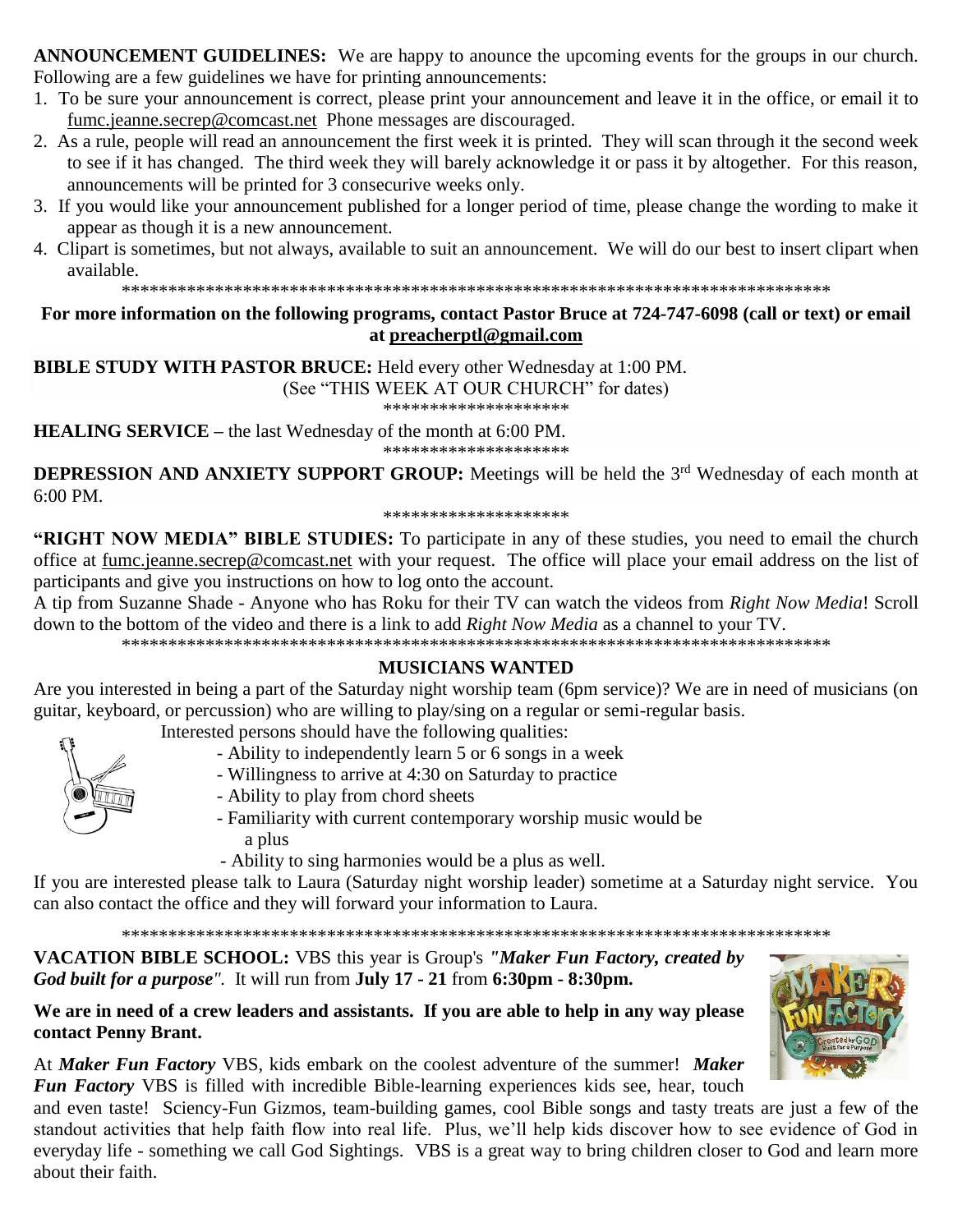**ANNOUNCEMENT GUIDELINES:** We are happy to anounce the upcoming events for the groups in our church. Following are a few guidelines we have for printing announcements:

1. To be sure your announcement is correct, please print your announcement and leave it in the office, or email it to fumc.jeanne.secrep@comcast.net Phone messages are discouraged.
2. As a rule, people will read an announcement the first week it is printed. They will scan through it the second week to see if it has changed. The third week they will barely acknowledge it or pass it by altogether. For this reason, announcements will be printed for 3 consecurive weeks only.
3. If you would like your announcement published for a longer period of time, please change the wording to make it appear as though it is a new announcement.
4. Clipart is sometimes, but not always, available to suit an announcement. We will do our best to insert clipart when available.

*******************************************************************************

**For more information on the following programs, contact Pastor Bruce at 724-747-6098 (call or text) or email at preacherptl@gmail.com**

**BIBLE STUDY WITH PASTOR BRUCE:** Held every other Wednesday at 1:00 PM.
(See "THIS WEEK AT OUR CHURCH" for dates)

********************

**HEALING SERVICE** – the last Wednesday of the month at 6:00 PM.

********************

**DEPRESSION AND ANXIETY SUPPORT GROUP:** Meetings will be held the 3rd Wednesday of each month at 6:00 PM.

********************

**"RIGHT NOW MEDIA" BIBLE STUDIES:** To participate in any of these studies, you need to email the church office at fumc.jeanne.secrep@comcast.net with your request. The office will place your email address on the list of participants and give you instructions on how to log onto the account.

A tip from Suzanne Shade - Anyone who has Roku for their TV can watch the videos from *Right Now Media*! Scroll down to the bottom of the video and there is a link to add *Right Now Media* as a channel to your TV.

*******************************************************************************

**MUSICIANS WANTED**

Are you interested in being a part of the Saturday night worship team (6pm service)? We are in need of musicians (on guitar, keyboard, or percussion) who are willing to play/sing on a regular or semi-regular basis.

Interested persons should have the following qualities:

- Ability to independently learn 5 or 6 songs in a week
- Willingness to arrive at 4:30 on Saturday to practice
- Ability to play from chord sheets
- Familiarity with current contemporary worship music would be a plus
- Ability to sing harmonies would be a plus as well.

If you are interested please talk to Laura (Saturday night worship leader) sometime at a Saturday night service. You can also contact the office and they will forward your information to Laura.

*******************************************************************************

**VACATION BIBLE SCHOOL:** VBS this year is Group's *"**Maker Fun Factory, created by God built for a purpose**"*. It will run from **July 17 - 21** from **6:30pm - 8:30pm.**

**We are in need of a crew leaders and assistants. If you are able to help in any way please contact Penny Brant.**

At ***Maker Fun Factory*** VBS, kids embark on the coolest adventure of the summer! ***Maker Fun Factory*** VBS is filled with incredible Bible-learning experiences kids see, hear, touch and even taste! Sciency-Fun Gizmos, team-building games, cool Bible songs and tasty treats are just a few of the standout activities that help faith flow into real life. Plus, we'll help kids discover how to see evidence of God in everyday life - something we call God Sightings. VBS is a great way to bring children closer to God and learn more about their faith.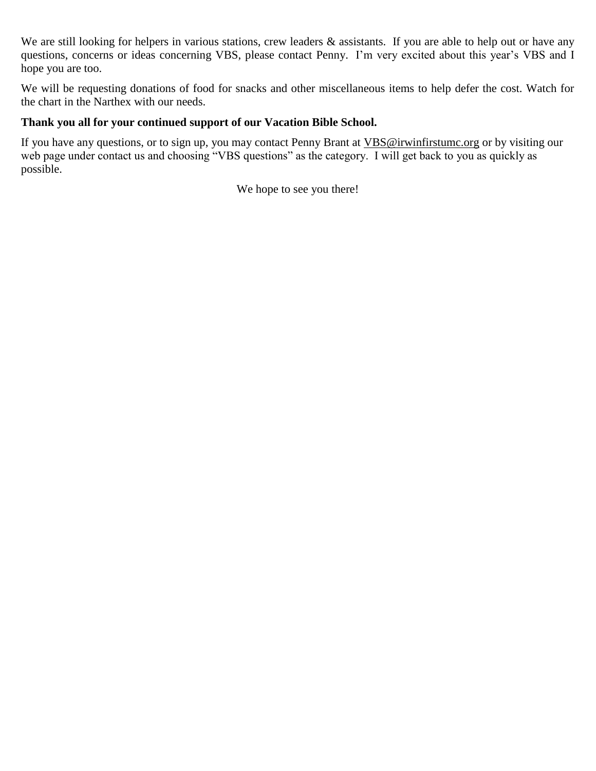We are still looking for helpers in various stations, crew leaders & assistants. If you are able to help out or have any questions, concerns or ideas concerning VBS, please contact Penny. I'm very excited about this year's VBS and I hope you are too.

We will be requesting donations of food for snacks and other miscellaneous items to help defer the cost. Watch for the chart in the Narthex with our needs.

**Thank you all for your continued support of our Vacation Bible School.**

If you have any questions, or to sign up, you may contact Penny Brant at VBS@irwinfirstumc.org or by visiting our web page under contact us and choosing "VBS questions" as the category. I will get back to you as quickly as possible.

We hope to see you there!